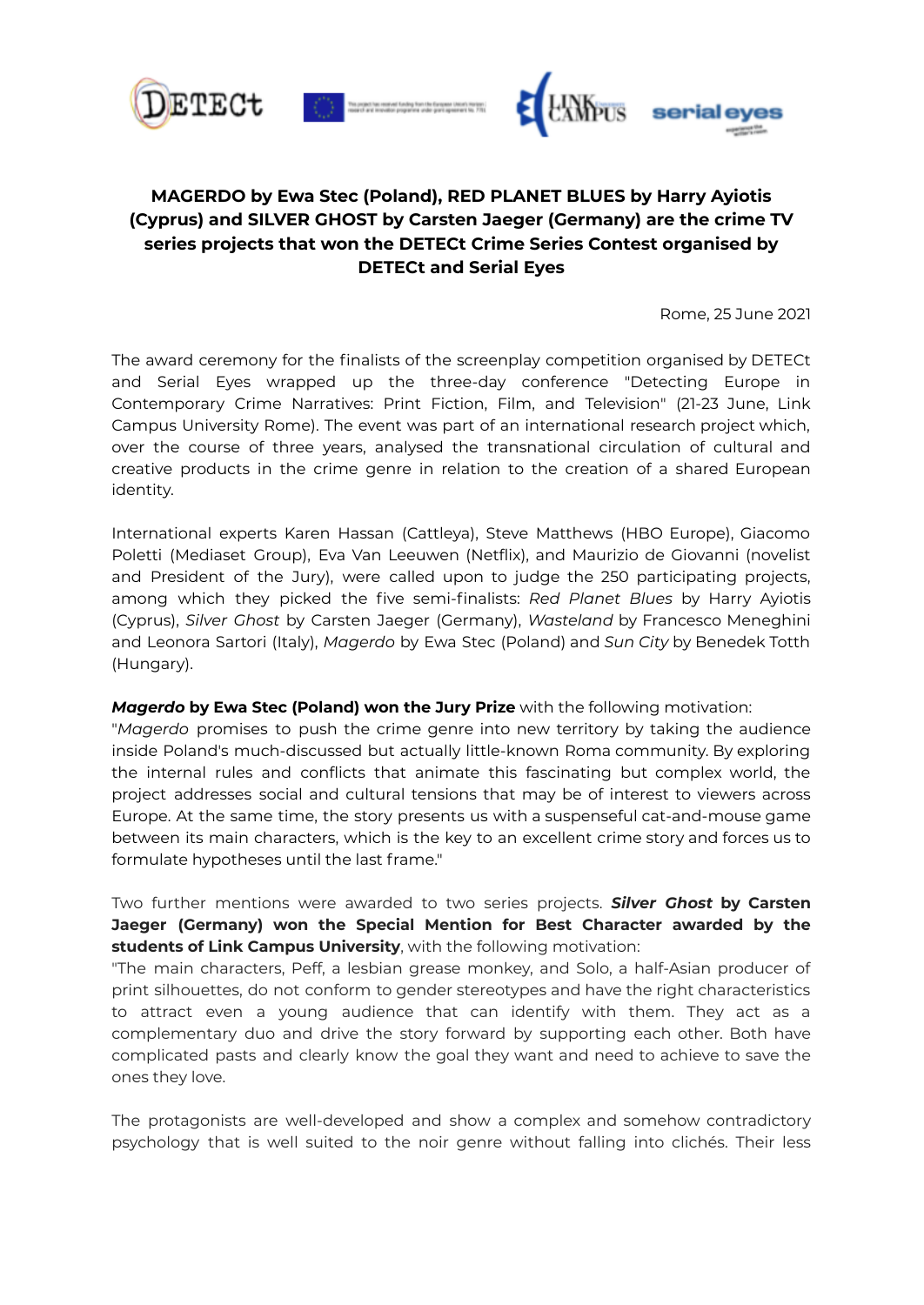**MAGERDO by Ewa Stec (Poland), RED PLANET BLUES by Harry Ayiotis (Cyprus) and SILVER GHOST by Carsten Jaeger (Germany) are the crime TV series projects that won the DETECt Crime Series Contest organised by DETECt and Serial Eyes**

Rome, 25 June 2021

The award ceremony for the finalists of the screenplay competition organised by DETECt and Serial Eyes wrapped up the three-day conference "Detecting Europe in Contemporary Crime Narratives: Print Fiction, Film, and Television" (21-23 June, Link Campus University Rome). The event was part of an international research project which, over the course of three years, analysed the transnational circulation of cultural and creative products in the crime genre in relation to the creation of a shared European identity.

International experts Karen Hassan (Cattleya), Steve Matthews (HBO Europe), Giacomo Poletti (Mediaset Group), Eva Van Leeuwen (Netflix), and Maurizio de Giovanni (novelist and President of the Jury), were called upon to judge the 250 participating projects, among which they picked the five semi-finalists: *Red Planet Blues* by Harry Ayiotis (Cyprus), *Silver Ghost* by Carsten Jaeger (Germany), *Wasteland* by Francesco Meneghini and Leonora Sartori (Italy), *Magerdo* by Ewa Stec (Poland) and *Sun City* by Benedek Totth (Hungary).

***Magerdo* by Ewa Stec (Poland) won the Jury Prize** with the following motivation:
"*Magerdo* promises to push the crime genre into new territory by taking the audience inside Poland's much-discussed but actually little-known Roma community. By exploring the internal rules and conflicts that animate this fascinating but complex world, the project addresses social and cultural tensions that may be of interest to viewers across Europe. At the same time, the story presents us with a suspenseful cat-and-mouse game between its main characters, which is the key to an excellent crime story and forces us to formulate hypotheses until the last frame."

Two further mentions were awarded to two series projects. ***Silver Ghost* by Carsten Jaeger (Germany) won the Special Mention for Best Character awarded by the students of Link Campus University**, with the following motivation:
"The main characters, Peff, a lesbian grease monkey, and Solo, a half-Asian producer of print silhouettes, do not conform to gender stereotypes and have the right characteristics to attract even a young audience that can identify with them. They act as a complementary duo and drive the story forward by supporting each other. Both have complicated pasts and clearly know the goal they want and need to achieve to save the ones they love.

The protagonists are well-developed and show a complex and somehow contradictory psychology that is well suited to the noir genre without falling into clichés. Their less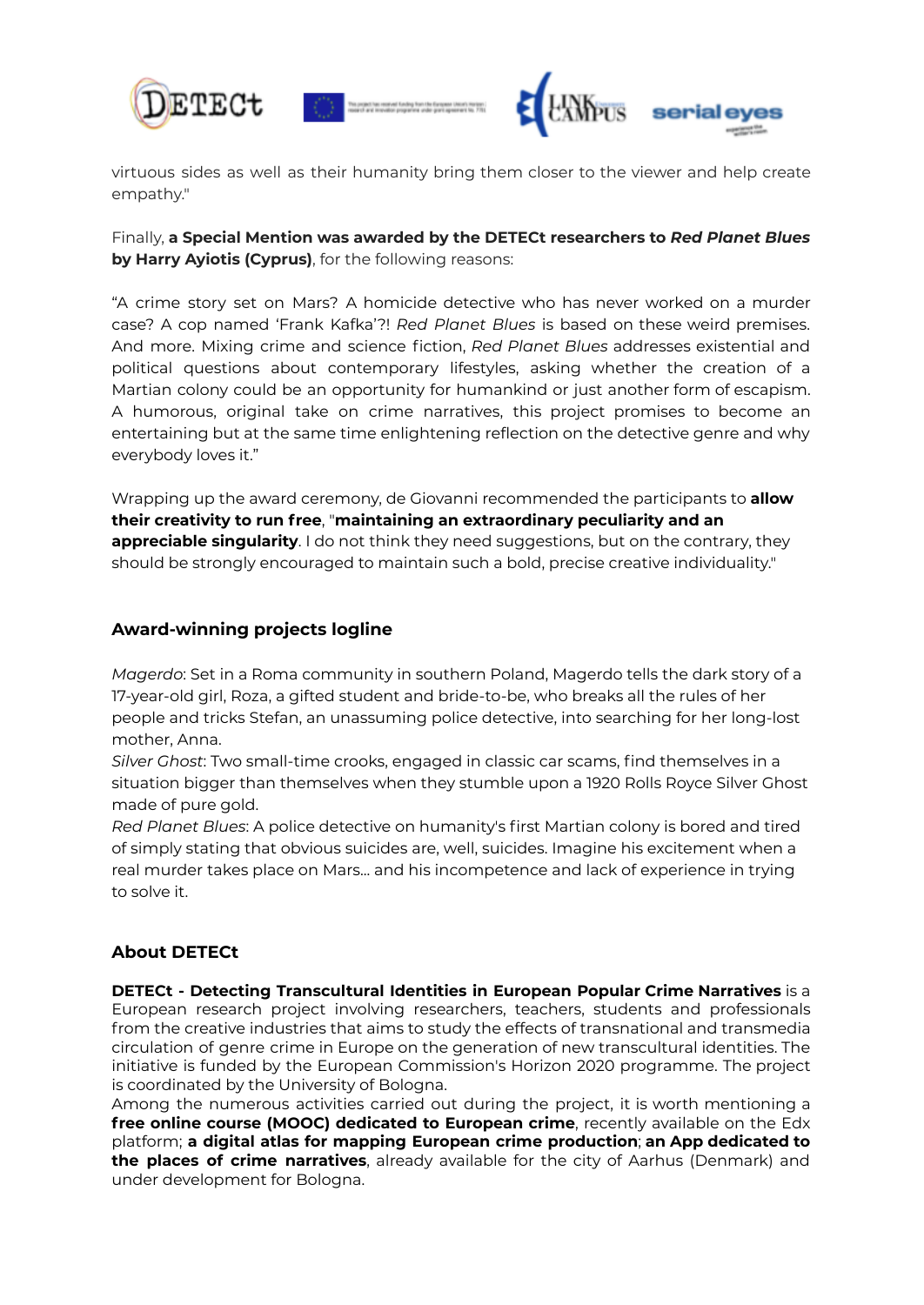virtuous sides as well as their humanity bring them closer to the viewer and help create empathy."

Finally, **a Special Mention was awarded by the DETECt researchers to *Red Planet Blues* by Harry Ayiotis (Cyprus)**, for the following reasons:

"A crime story set on Mars? A homicide detective who has never worked on a murder case? A cop named 'Frank Kafka'?! *Red Planet Blues* is based on these weird premises. And more. Mixing crime and science fiction, *Red Planet Blues* addresses existential and political questions about contemporary lifestyles, asking whether the creation of a Martian colony could be an opportunity for humankind or just another form of escapism. A humorous, original take on crime narratives, this project promises to become an entertaining but at the same time enlightening reflection on the detective genre and why everybody loves it."

Wrapping up the award ceremony, de Giovanni recommended the participants to **allow their creativity to run free**, "**maintaining an extraordinary peculiarity and an appreciable singularity**. I do not think they need suggestions, but on the contrary, they should be strongly encouraged to maintain such a bold, precise creative individuality."

## Award-winning projects logline

*Magerdo*: Set in a Roma community in southern Poland, Magerdo tells the dark story of a 17-year-old girl, Roza, a gifted student and bride-to-be, who breaks all the rules of her people and tricks Stefan, an unassuming police detective, into searching for her long-lost mother, Anna.
*Silver Ghost*: Two small-time crooks, engaged in classic car scams, find themselves in a situation bigger than themselves when they stumble upon a 1920 Rolls Royce Silver Ghost made of pure gold.
*Red Planet Blues*: A police detective on humanity's first Martian colony is bored and tired of simply stating that obvious suicides are, well, suicides. Imagine his excitement when a real murder takes place on Mars... and his incompetence and lack of experience in trying to solve it.

## About DETECt

**DETECt - Detecting Transcultural Identities in European Popular Crime Narratives** is a European research project involving researchers, teachers, students and professionals from the creative industries that aims to study the effects of transnational and transmedia circulation of genre crime in Europe on the generation of new transcultural identities. The initiative is funded by the European Commission's Horizon 2020 programme. The project is coordinated by the University of Bologna.
Among the numerous activities carried out during the project, it is worth mentioning a **free online course (MOOC) dedicated to European crime**, recently available on the Edx platform; **a digital atlas for mapping European crime production**; **an App dedicated to the places of crime narratives**, already available for the city of Aarhus (Denmark) and under development for Bologna.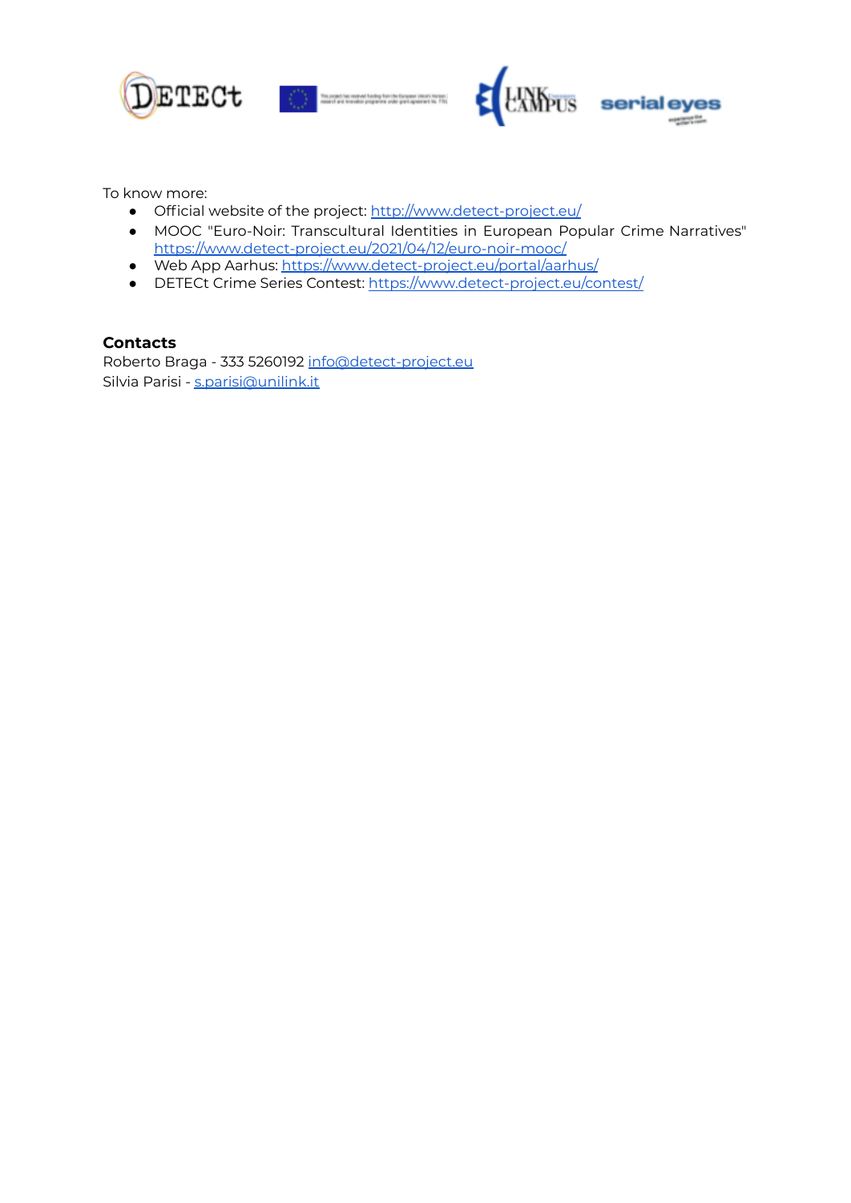To know more:

- Official website of the project: http://www.detect-project.eu/
- MOOC "Euro-Noir: Transcultural Identities in European Popular Crime Narratives" https://www.detect-project.eu/2021/04/12/euro-noir-mooc/
- Web App Aarhus: https://www.detect-project.eu/portal/aarhus/
- DETECt Crime Series Contest: https://www.detect-project.eu/contest/

**Contacts**

Roberto Braga - 333 5260192 info@detect-project.eu
Silvia Parisi - s.parisi@unilink.it